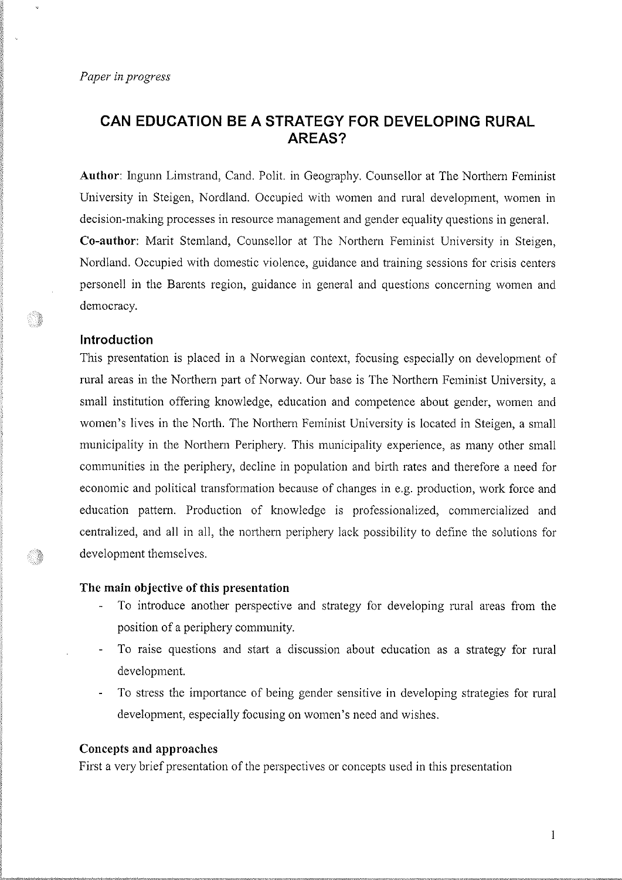*Paper in progress*

# CAN EDUCATION BE A STRATEGY FOR DEVELOPING RURAL AREAS?

**Author**: Ingunn Limstrand, Cand. Polit. in Geography. Counsellor at The Northern Feminist University in Steigen, Nordland. Occupied with women and rural development, women in decision-making processes in resource management and gender equality questions in general.
**Co-author**: Marit Stemland, Counsellor at The Northern Feminist University in Steigen, Nordland. Occupied with domestic violence, guidance and training sessions for crisis centers personell in the Barents region, guidance in general and questions concerning women and democracy.

## Introduction

This presentation is placed in a Norwegian context, focusing especially on development of rural areas in the Northern part of Norway. Our base is The Northern Feminist University, a small institution offering knowledge, education and competence about gender, women and women's lives in the North. The Northern Feminist University is located in Steigen, a small municipality in the Northern Periphery. This municipality experience, as many other small communities in the periphery, decline in population and birth rates and therefore a need for economic and political transformation because of changes in e.g. production, work force and education pattern. Production of knowledge is professionalized, commercialized and centralized, and all in all, the northern periphery lack possibility to define the solutions for development themselves.

### The main objective of this presentation

- To introduce another perspective and strategy for developing rural areas from the position of a periphery community.
- To raise questions and start a discussion about education as a strategy for rural development.
- To stress the importance of being gender sensitive in developing strategies for rural development, especially focusing on women's need and wishes.

### Concepts and approaches

First a very brief presentation of the perspectives or concepts used in this presentation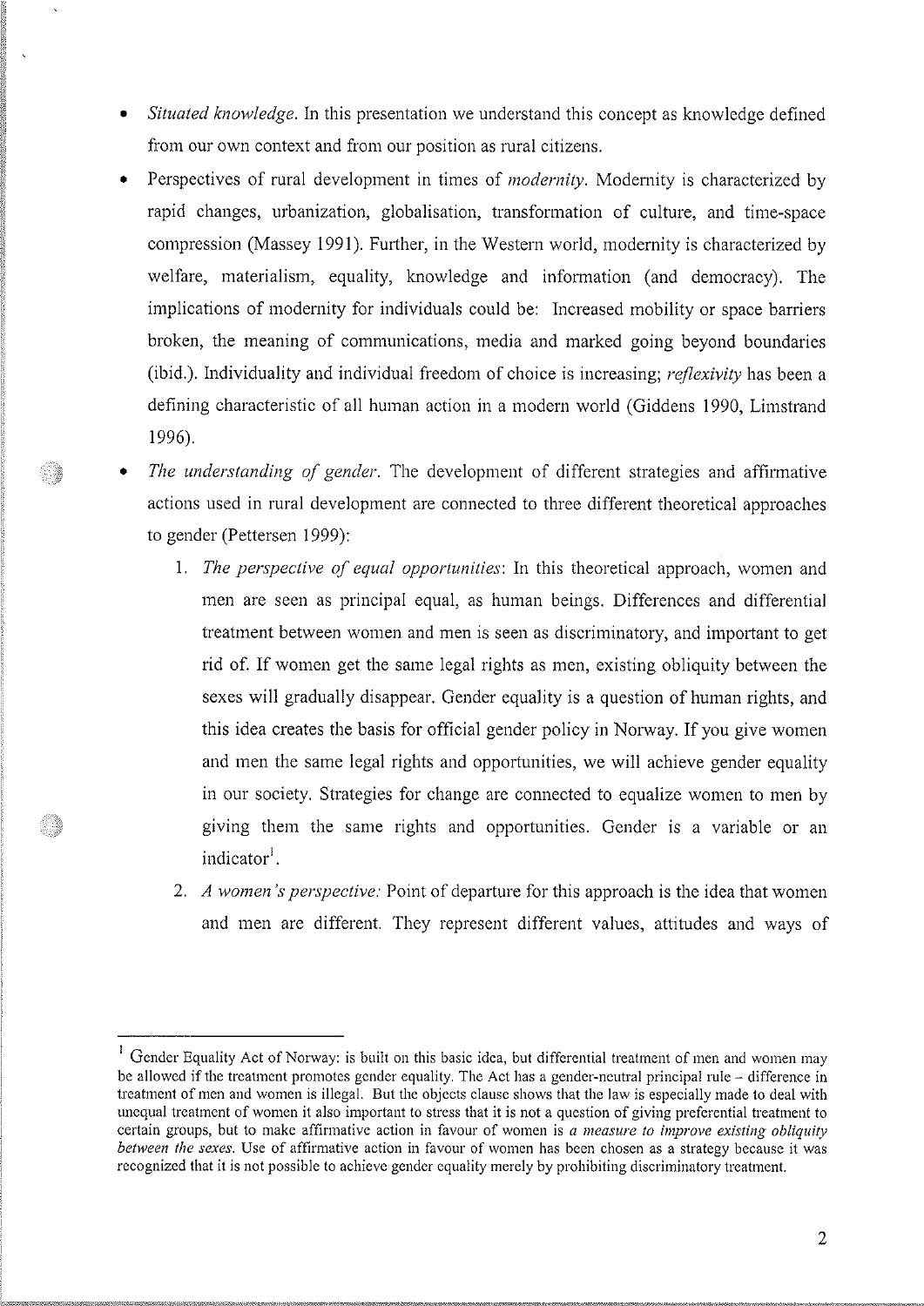- *Situated knowledge*. In this presentation we understand this concept as knowledge defined from our own context and from our position as rural citizens.
- Perspectives of rural development in times of *modernity*. Modernity is characterized by rapid changes, urbanization, globalisation, transformation of culture, and time-space compression (Massey 1991). Further, in the Western world, modernity is characterized by welfare, materialism, equality, knowledge and information (and democracy). The implications of modernity for individuals could be: Increased mobility or space barriers broken, the meaning of communications, media and marked going beyond boundaries (ibid.). Individuality and individual freedom of choice is increasing; *reflexivity* has been a defining characteristic of all human action in a modern world (Giddens 1990, Limstrand 1996).
- *The understanding of gender*. The development of different strategies and affirmative actions used in rural development are connected to three different theoretical approaches to gender (Pettersen 1999):
    1. *The perspective of equal opportunities*: In this theoretical approach, women and men are seen as principal equal, as human beings. Differences and differential treatment between women and men is seen as discriminatory, and important to get rid of. If women get the same legal rights as men, existing obliquity between the sexes will gradually disappear. Gender equality is a question of human rights, and this idea creates the basis for official gender policy in Norway. If you give women and men the same legal rights and opportunities, we will achieve gender equality in our society. Strategies for change are connected to equalize women to men by giving them the same rights and opportunities. Gender is a variable or an indicator[1].
    2. *A women's perspective:* Point of departure for this approach is the idea that women and men are different. They represent different values, attitudes and ways of

[1] Gender Equality Act of Norway: is built on this basic idea, but differential treatment of men and women may be allowed if the treatment promotes gender equality. The Act has a gender-neutral principal rule – difference in treatment of men and women is illegal. But the objects clause shows that the law is especially made to deal with unequal treatment of women it also important to stress that it is not a question of giving preferential treatment to certain groups, but to make affirmative action in favour of women is *a measure to improve existing obliquity between the sexes*. Use of affirmative action in favour of women has been chosen as a strategy because it was recognized that it is not possible to achieve gender equality merely by prohibiting discriminatory treatment.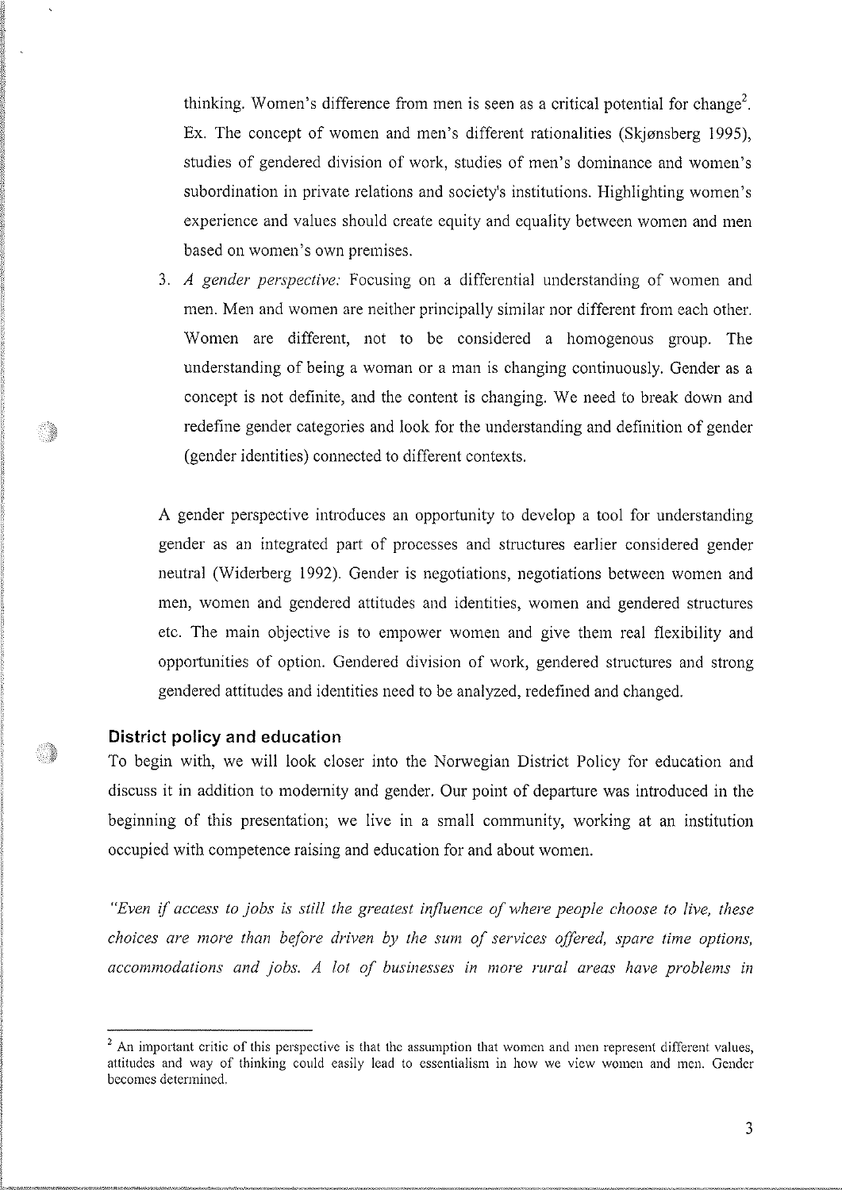thinking. Women's difference from men is seen as a critical potential for change[2]. Ex. The concept of women and men's different rationalities (Skjønsberg 1995), studies of gendered division of work, studies of men's dominance and women's subordination in private relations and society's institutions. Highlighting women's experience and values should create equity and equality between women and men based on women's own premises.

3. *A gender perspective:* Focusing on a differential understanding of women and men. Men and women are neither principally similar nor different from each other. Women are different, not to be considered a homogenous group. The understanding of being a woman or a man is changing continuously. Gender as a concept is not definite, and the content is changing. We need to break down and redefine gender categories and look for the understanding and definition of gender (gender identities) connected to different contexts.

A gender perspective introduces an opportunity to develop a tool for understanding gender as an integrated part of processes and structures earlier considered gender neutral (Widerberg 1992). Gender is negotiations, negotiations between women and men, women and gendered attitudes and identities, women and gendered structures etc. The main objective is to empower women and give them real flexibility and opportunities of option. Gendered division of work, gendered structures and strong gendered attitudes and identities need to be analyzed, redefined and changed.

## District policy and education

To begin with, we will look closer into the Norwegian District Policy for education and discuss it in addition to modernity and gender. Our point of departure was introduced in the beginning of this presentation; we live in a small community, working at an institution occupied with competence raising and education for and about women.

*"Even if access to jobs is still the greatest influence of where people choose to live, these choices are more than before driven by the sum of services offered, spare time options, accommodations and jobs. A lot of businesses in more rural areas have problems in*

---

[2] An important critic of this perspective is that the assumption that women and men represent different values, attitudes and way of thinking could easily lead to essentialism in how we view women and men. Gender becomes determined.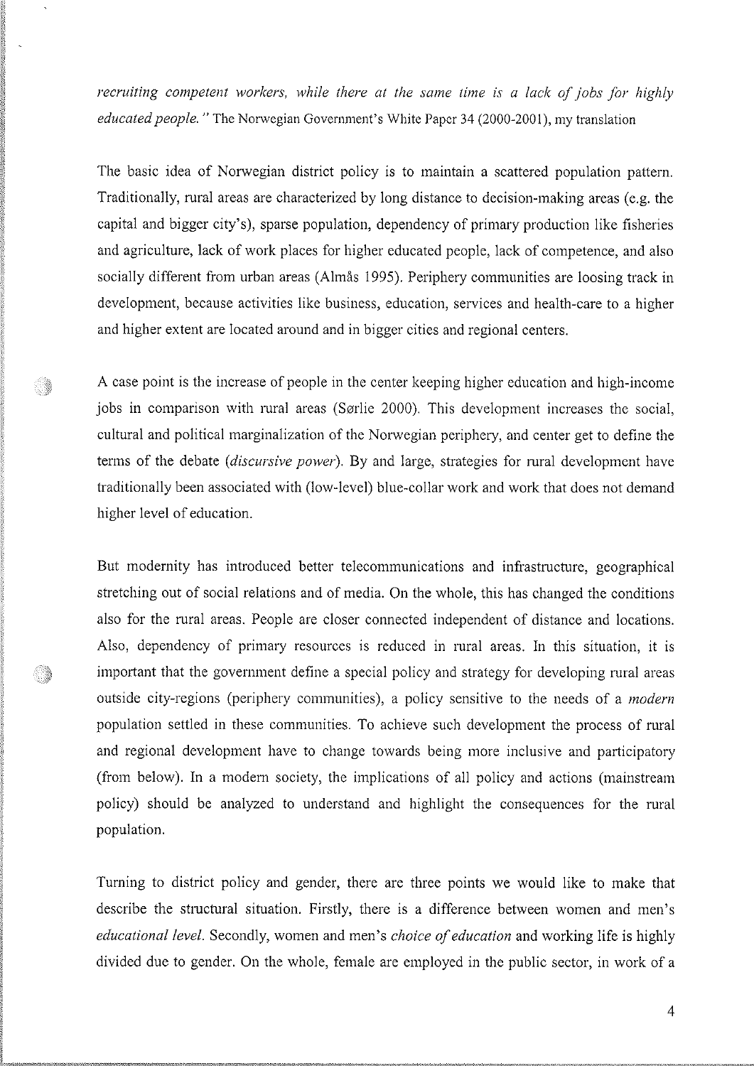*recruiting competent workers, while there at the same time is a lack of jobs for highly educated people."* The Norwegian Government's White Paper 34 (2000-2001), my translation

The basic idea of Norwegian district policy is to maintain a scattered population pattern. Traditionally, rural areas are characterized by long distance to decision-making areas (e.g. the capital and bigger city's), sparse population, dependency of primary production like fisheries and agriculture, lack of work places for higher educated people, lack of competence, and also socially different from urban areas (Almås 1995). Periphery communities are loosing track in development, because activities like business, education, services and health-care to a higher and higher extent are located around and in bigger cities and regional centers.

A case point is the increase of people in the center keeping higher education and high-income jobs in comparison with rural areas (Sørlie 2000). This development increases the social, cultural and political marginalization of the Norwegian periphery, and center get to define the terms of the debate (*discursive power*). By and large, strategies for rural development have traditionally been associated with (low-level) blue-collar work and work that does not demand higher level of education.

But modernity has introduced better telecommunications and infrastructure, geographical stretching out of social relations and of media. On the whole, this has changed the conditions also for the rural areas. People are closer connected independent of distance and locations. Also, dependency of primary resources is reduced in rural areas. In this situation, it is important that the government define a special policy and strategy for developing rural areas outside city-regions (periphery communities), a policy sensitive to the needs of a *modern* population settled in these communities. To achieve such development the process of rural and regional development have to change towards being more inclusive and participatory (from below). In a modern society, the implications of all policy and actions (mainstream policy) should be analyzed to understand and highlight the consequences for the rural population.

Turning to district policy and gender, there are three points we would like to make that describe the structural situation. Firstly, there is a difference between women and men's *educational level.* Secondly, women and men's *choice of education* and working life is highly divided due to gender. On the whole, female are employed in the public sector, in work of a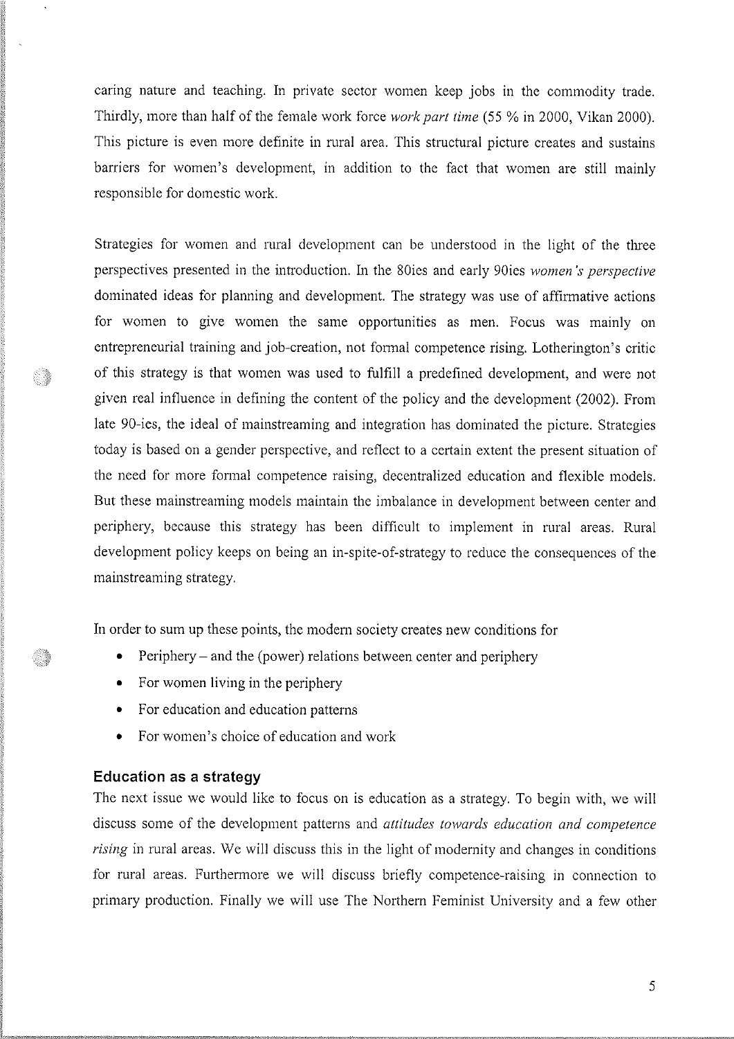caring nature and teaching. In private sector women keep jobs in the commodity trade. Thirdly, more than half of the female work force *work part time* (55 % in 2000, Vikan 2000). This picture is even more definite in rural area. This structural picture creates and sustains barriers for women's development, in addition to the fact that women are still mainly responsible for domestic work.

Strategies for women and rural development can be understood in the light of the three perspectives presented in the introduction. In the 80ies and early 90ies *women's perspective* dominated ideas for planning and development. The strategy was use of affirmative actions for women to give women the same opportunities as men. Focus was mainly on entrepreneurial training and job-creation, not formal competence rising. Lotherington's critic of this strategy is that women was used to fulfill a predefined development, and were not given real influence in defining the content of the policy and the development (2002). From late 90-ies, the ideal of mainstreaming and integration has dominated the picture. Strategies today is based on a gender perspective, and reflect to a certain extent the present situation of the need for more formal competence raising, decentralized education and flexible models. But these mainstreaming models maintain the imbalance in development between center and periphery, because this strategy has been difficult to implement in rural areas. Rural development policy keeps on being an in-spite-of-strategy to reduce the consequences of the mainstreaming strategy.

In order to sum up these points, the modern society creates new conditions for

- Periphery – and the (power) relations between center and periphery
- For women living in the periphery
- For education and education patterns
- For women's choice of education and work

### Education as a strategy

The next issue we would like to focus on is education as a strategy. To begin with, we will discuss some of the development patterns and *attitudes towards education and competence rising* in rural areas. We will discuss this in the light of modernity and changes in conditions for rural areas. Furthermore we will discuss briefly competence-raising in connection to primary production. Finally we will use The Northern Feminist University and a few other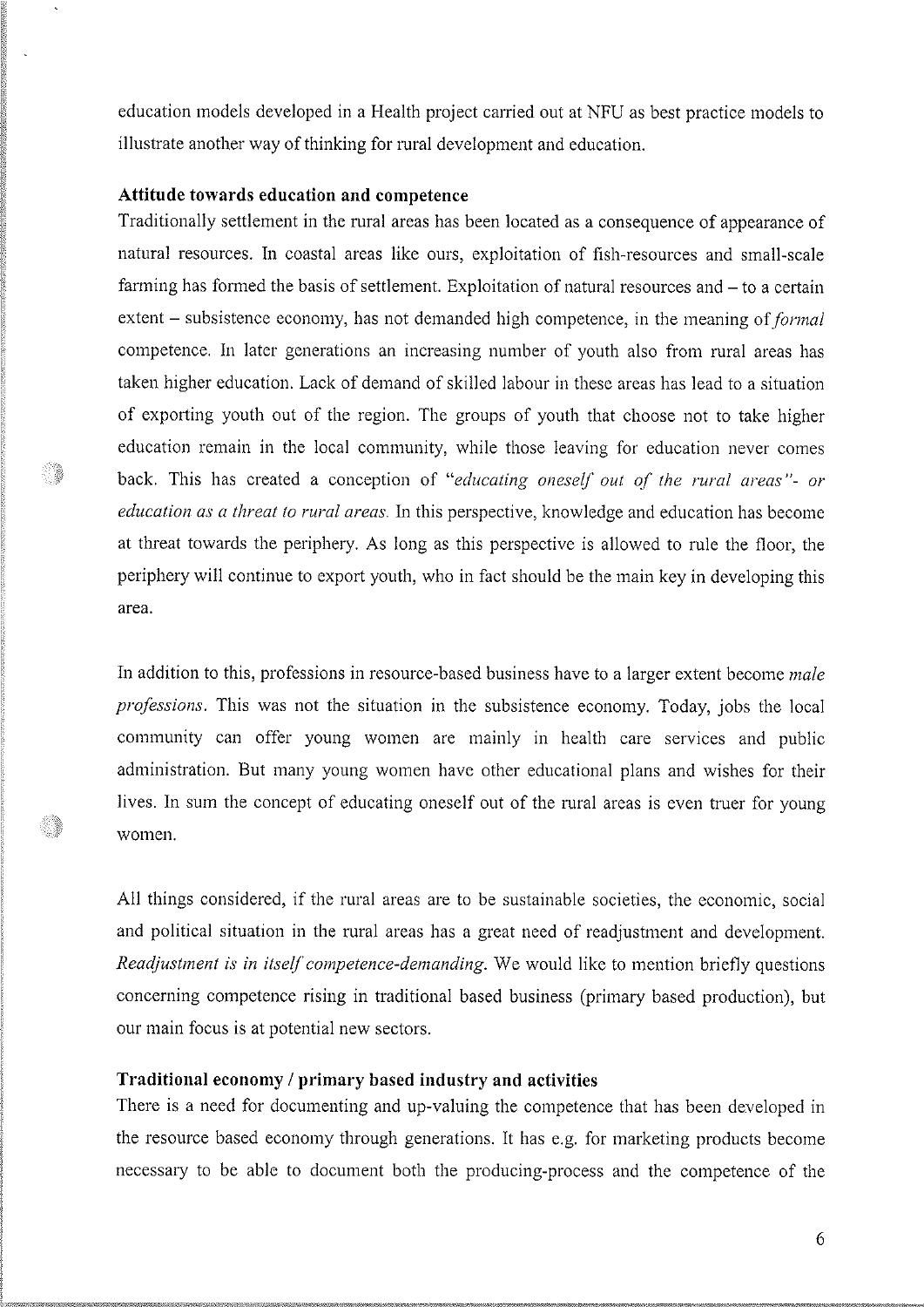education models developed in a Health project carried out at NFU as best practice models to illustrate another way of thinking for rural development and education.

**Attitude towards education and competence**

Traditionally settlement in the rural areas has been located as a consequence of appearance of natural resources. In coastal areas like ours, exploitation of fish-resources and small-scale farming has formed the basis of settlement. Exploitation of natural resources and – to a certain extent – subsistence economy, has not demanded high competence, in the meaning of *formal* competence. In later generations an increasing number of youth also from rural areas has taken higher education. Lack of demand of skilled labour in these areas has lead to a situation of exporting youth out of the region. The groups of youth that choose not to take higher education remain in the local community, while those leaving for education never comes back. This has created a conception of *"educating oneself out of the rural areas"- or education as a threat to rural areas.* In this perspective, knowledge and education has become at threat towards the periphery. As long as this perspective is allowed to rule the floor, the periphery will continue to export youth, who in fact should be the main key in developing this area.

In addition to this, professions in resource-based business have to a larger extent become *male professions*. This was not the situation in the subsistence economy. Today, jobs the local community can offer young women are mainly in health care services and public administration. But many young women have other educational plans and wishes for their lives. In sum the concept of educating oneself out of the rural areas is even truer for young women.

All things considered, if the rural areas are to be sustainable societies, the economic, social and political situation in the rural areas has a great need of readjustment and development. *Readjustment is in itself competence-demanding.* We would like to mention briefly questions concerning competence rising in traditional based business (primary based production), but our main focus is at potential new sectors.

**Traditional economy / primary based industry and activities**

There is a need for documenting and up-valuing the competence that has been developed in the resource based economy through generations. It has e.g. for marketing products become necessary to be able to document both the producing-process and the competence of the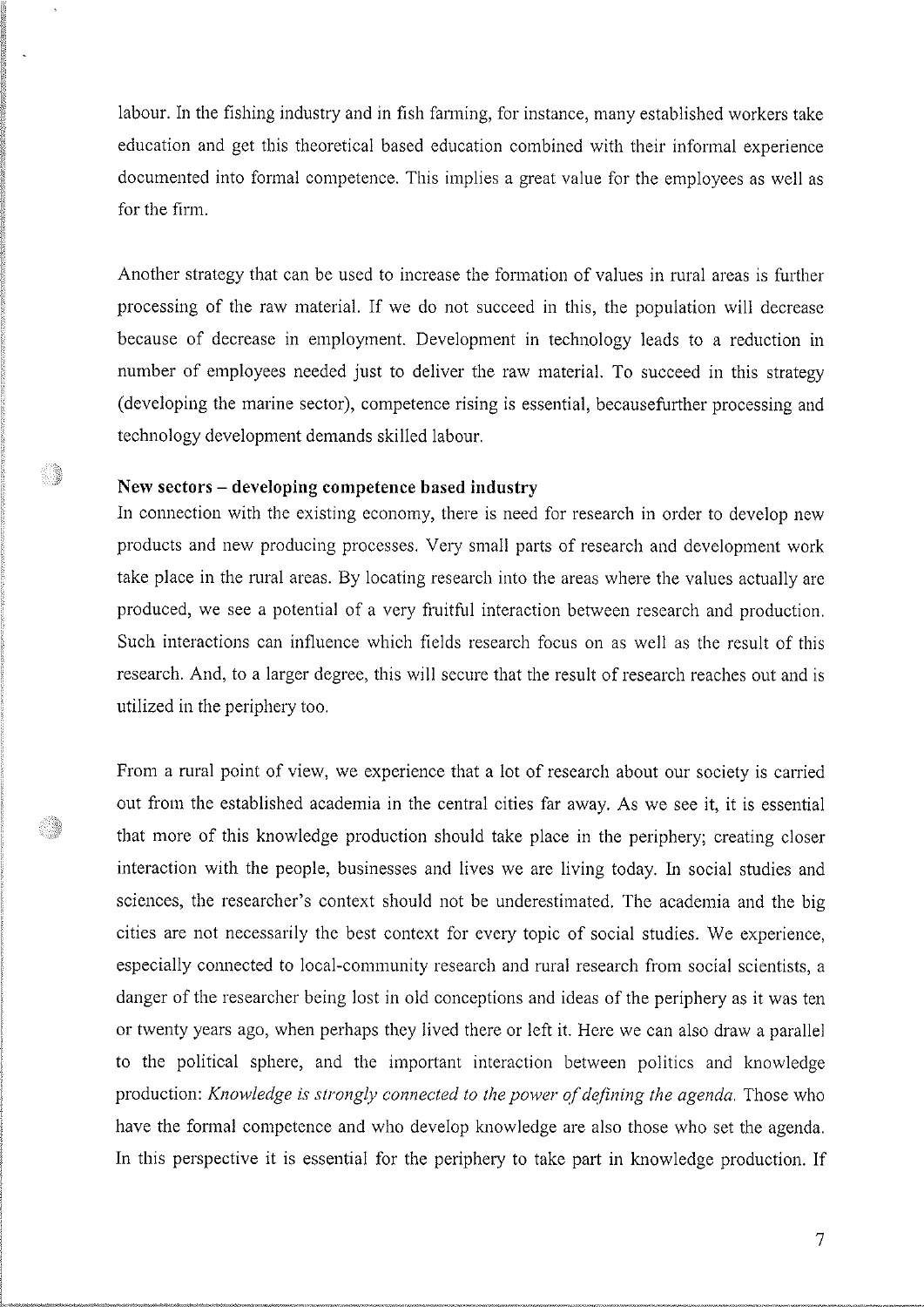labour. In the fishing industry and in fish farming, for instance, many established workers take education and get this theoretical based education combined with their informal experience documented into formal competence. This implies a great value for the employees as well as for the firm.

Another strategy that can be used to increase the formation of values in rural areas is further processing of the raw material. If we do not succeed in this, the population will decrease because of decrease in employment. Development in technology leads to a reduction in number of employees needed just to deliver the raw material. To succeed in this strategy (developing the marine sector), competence rising is essential, becausefurther processing and technology development demands skilled labour.

**New sectors – developing competence based industry**

In connection with the existing economy, there is need for research in order to develop new products and new producing processes. Very small parts of research and development work take place in the rural areas. By locating research into the areas where the values actually are produced, we see a potential of a very fruitful interaction between research and production. Such interactions can influence which fields research focus on as well as the result of this research. And, to a larger degree, this will secure that the result of research reaches out and is utilized in the periphery too.

From a rural point of view, we experience that a lot of research about our society is carried out from the established academia in the central cities far away. As we see it, it is essential that more of this knowledge production should take place in the periphery; creating closer interaction with the people, businesses and lives we are living today. In social studies and sciences, the researcher's context should not be underestimated. The academia and the big cities are not necessarily the best context for every topic of social studies. We experience, especially connected to local-community research and rural research from social scientists, a danger of the researcher being lost in old conceptions and ideas of the periphery as it was ten or twenty years ago, when perhaps they lived there or left it. Here we can also draw a parallel to the political sphere, and the important interaction between politics and knowledge production: *Knowledge is strongly connected to the power of defining the agenda.* Those who have the formal competence and who develop knowledge are also those who set the agenda. In this perspective it is essential for the periphery to take part in knowledge production. If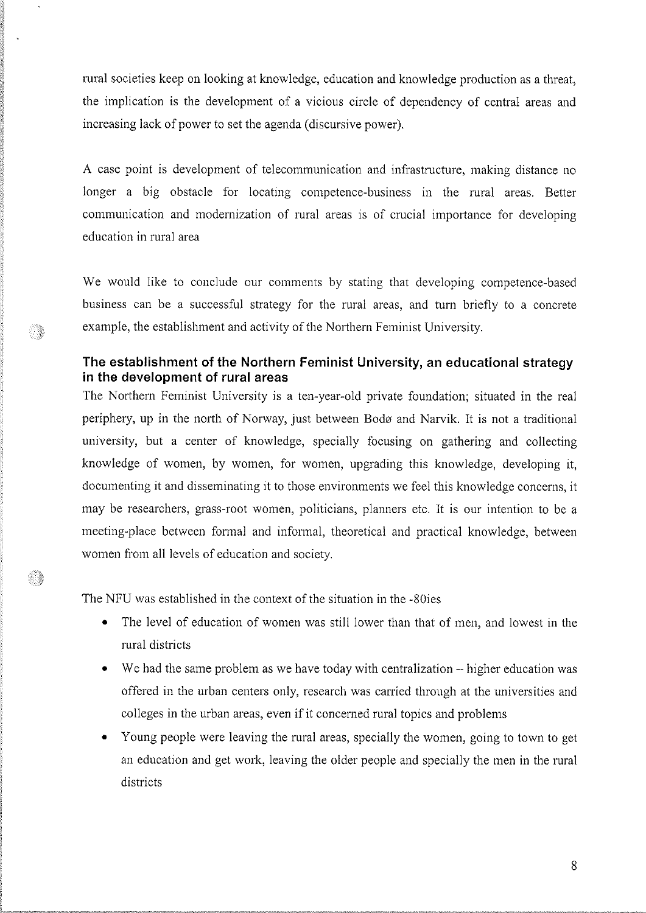rural societies keep on looking at knowledge, education and knowledge production as a threat, the implication is the development of a vicious circle of dependency of central areas and increasing lack of power to set the agenda (discursive power).

A case point is development of telecommunication and infrastructure, making distance no longer a big obstacle for locating competence-business in the rural areas. Better communication and modernization of rural areas is of crucial importance for developing education in rural area

We would like to conclude our comments by stating that developing competence-based business can be a successful strategy for the rural areas, and turn briefly to a concrete example, the establishment and activity of the Northern Feminist University.

## The establishment of the Northern Feminist University, an educational strategy in the development of rural areas

The Northern Feminist University is a ten-year-old private foundation; situated in the real periphery, up in the north of Norway, just between Bodø and Narvik. It is not a traditional university, but a center of knowledge, specially focusing on gathering and collecting knowledge of women, by women, for women, upgrading this knowledge, developing it, documenting it and disseminating it to those environments we feel this knowledge concerns, it may be researchers, grass-root women, politicians, planners etc. It is our intention to be a meeting-place between formal and informal, theoretical and practical knowledge, between women from all levels of education and society.

The NFU was established in the context of the situation in the -80ies

- The level of education of women was still lower than that of men, and lowest in the rural districts
- We had the same problem as we have today with centralization – higher education was offered in the urban centers only, research was carried through at the universities and colleges in the urban areas, even if it concerned rural topics and problems
- Young people were leaving the rural areas, specially the women, going to town to get an education and get work, leaving the older people and specially the men in the rural districts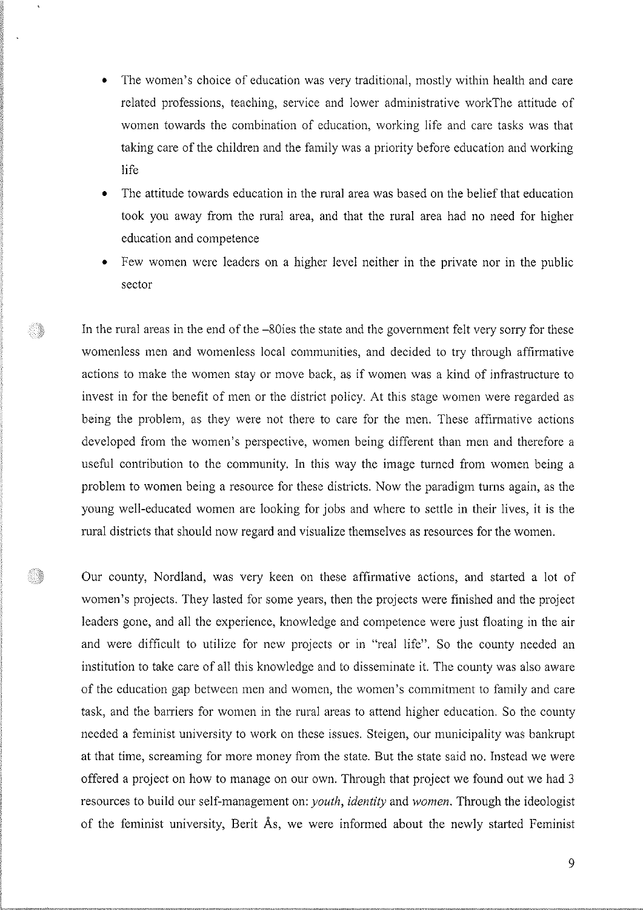- The women's choice of education was very traditional, mostly within health and care related professions, teaching, service and lower administrative workThe attitude of women towards the combination of education, working life and care tasks was that taking care of the children and the family was a priority before education and working life
- The attitude towards education in the rural area was based on the belief that education took you away from the rural area, and that the rural area had no need for higher education and competence
- Few women were leaders on a higher level neither in the private nor in the public sector

In the rural areas in the end of the –80ies the state and the government felt very sorry for these womenless men and womenless local communities, and decided to try through affirmative actions to make the women stay or move back, as if women was a kind of infrastructure to invest in for the benefit of men or the district policy. At this stage women were regarded as being the problem, as they were not there to care for the men. These affirmative actions developed from the women's perspective, women being different than men and therefore a useful contribution to the community. In this way the image turned from women being a problem to women being a resource for these districts. Now the paradigm turns again, as the young well-educated women are looking for jobs and where to settle in their lives, it is the rural districts that should now regard and visualize themselves as resources for the women.

Our county, Nordland, was very keen on these affirmative actions, and started a lot of women's projects. They lasted for some years, then the projects were finished and the project leaders gone, and all the experience, knowledge and competence were just floating in the air and were difficult to utilize for new projects or in "real life". So the county needed an institution to take care of all this knowledge and to disseminate it. The county was also aware of the education gap between men and women, the women's commitment to family and care task, and the barriers for women in the rural areas to attend higher education. So the county needed a feminist university to work on these issues. Steigen, our municipality was bankrupt at that time, screaming for more money from the state. But the state said no. Instead we were offered a project on how to manage on our own. Through that project we found out we had 3 resources to build our self-management on: *youth*, *identity* and *women*. Through the ideologist of the feminist university, Berit Ås, we were informed about the newly started Feminist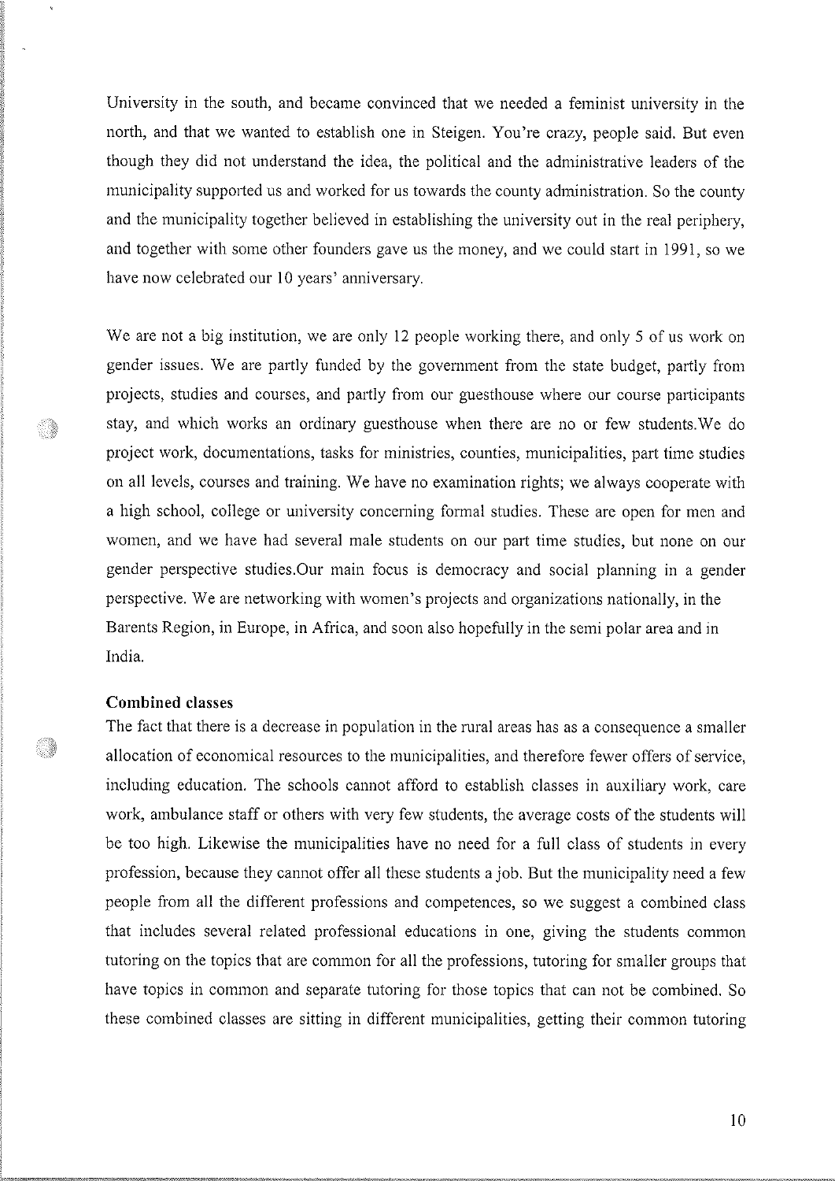University in the south, and became convinced that we needed a feminist university in the north, and that we wanted to establish one in Steigen. You're crazy, people said. But even though they did not understand the idea, the political and the administrative leaders of the municipality supported us and worked for us towards the county administration. So the county and the municipality together believed in establishing the university out in the real periphery, and together with some other founders gave us the money, and we could start in 1991, so we have now celebrated our 10 years' anniversary.

We are not a big institution, we are only 12 people working there, and only 5 of us work on gender issues. We are partly funded by the government from the state budget, partly from projects, studies and courses, and partly from our guesthouse where our course participants stay, and which works an ordinary guesthouse when there are no or few students.We do project work, documentations, tasks for ministries, counties, municipalities, part time studies on all levels, courses and training. We have no examination rights; we always cooperate with a high school, college or university concerning formal studies. These are open for men and women, and we have had several male students on our part time studies, but none on our gender perspective studies.Our main focus is democracy and social planning in a gender perspective. We are networking with women's projects and organizations nationally, in the Barents Region, in Europe, in Africa, and soon also hopefully in the semi polar area and in India.

**Combined classes**

The fact that there is a decrease in population in the rural areas has as a consequence a smaller allocation of economical resources to the municipalities, and therefore fewer offers of service, including education. The schools cannot afford to establish classes in auxiliary work, care work, ambulance staff or others with very few students, the average costs of the students will be too high. Likewise the municipalities have no need for a full class of students in every profession, because they cannot offer all these students a job. But the municipality need a few people from all the different professions and competences, so we suggest a combined class that includes several related professional educations in one, giving the students common tutoring on the topics that are common for all the professions, tutoring for smaller groups that have topics in common and separate tutoring for those topics that can not be combined. So these combined classes are sitting in different municipalities, getting their common tutoring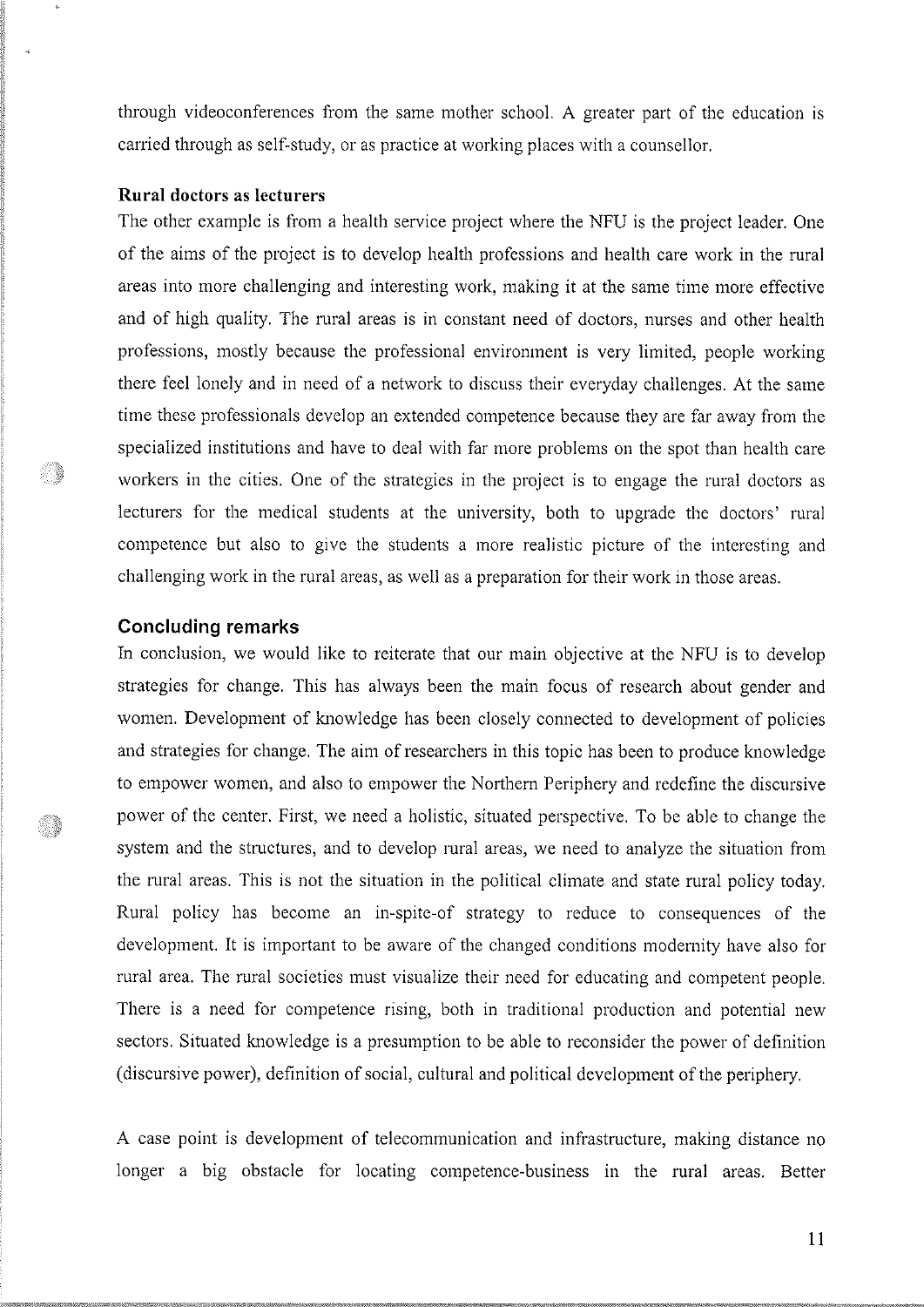through videoconferences from the same mother school. A greater part of the education is carried through as self-study, or as practice at working places with a counsellor.

**Rural doctors as lecturers**

The other example is from a health service project where the NFU is the project leader. One of the aims of the project is to develop health professions and health care work in the rural areas into more challenging and interesting work, making it at the same time more effective and of high quality. The rural areas is in constant need of doctors, nurses and other health professions, mostly because the professional environment is very limited, people working there feel lonely and in need of a network to discuss their everyday challenges. At the same time these professionals develop an extended competence because they are far away from the specialized institutions and have to deal with far more problems on the spot than health care workers in the cities. One of the strategies in the project is to engage the rural doctors as lecturers for the medical students at the university, both to upgrade the doctors' rural competence but also to give the students a more realistic picture of the interesting and challenging work in the rural areas, as well as a preparation for their work in those areas.

## Concluding remarks

In conclusion, we would like to reiterate that our main objective at the NFU is to develop strategies for change. This has always been the main focus of research about gender and women. Development of knowledge has been closely connected to development of policies and strategies for change. The aim of researchers in this topic has been to produce knowledge to empower women, and also to empower the Northern Periphery and redefine the discursive power of the center. First, we need a holistic, situated perspective. To be able to change the system and the structures, and to develop rural areas, we need to analyze the situation from the rural areas. This is not the situation in the political climate and state rural policy today. Rural policy has become an in-spite-of strategy to reduce to consequences of the development. It is important to be aware of the changed conditions modernity have also for rural area. The rural societies must visualize their need for educating and competent people. There is a need for competence rising, both in traditional production and potential new sectors. Situated knowledge is a presumption to be able to reconsider the power of definition (discursive power), definition of social, cultural and political development of the periphery.

A case point is development of telecommunication and infrastructure, making distance no longer a big obstacle for locating competence-business in the rural areas. Better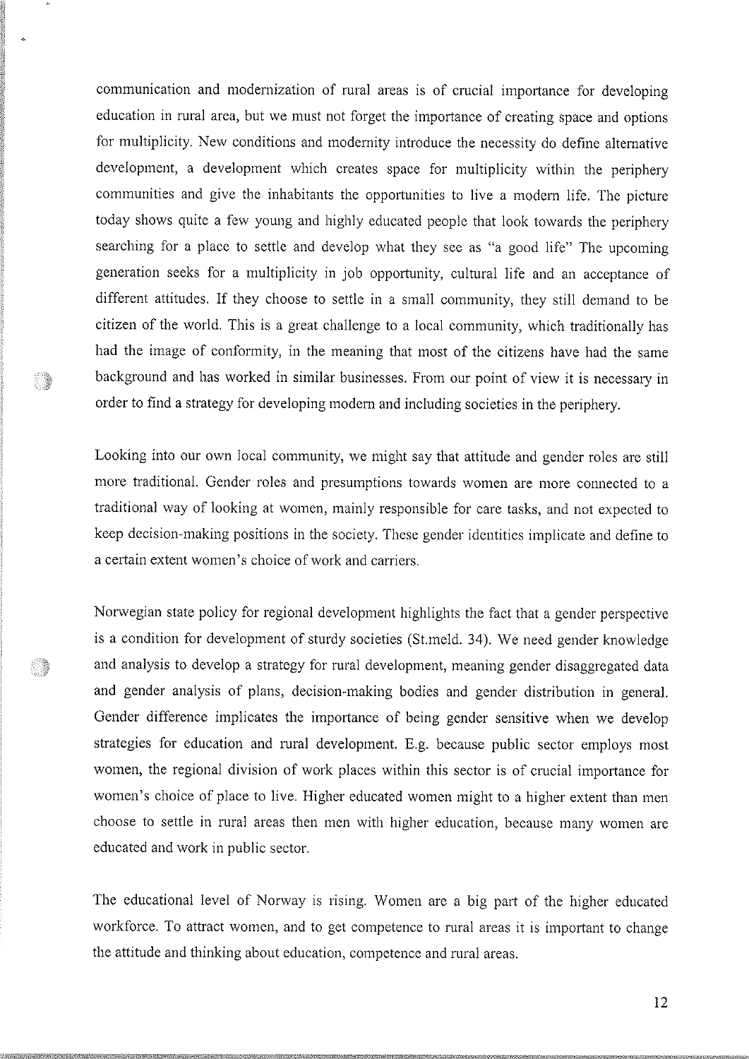communication and modernization of rural areas is of crucial importance for developing education in rural area, but we must not forget the importance of creating space and options for multiplicity. New conditions and modernity introduce the necessity do define alternative development, a development which creates space for multiplicity within the periphery communities and give the inhabitants the opportunities to live a modern life. The picture today shows quite a few young and highly educated people that look towards the periphery searching for a place to settle and develop what they see as "a good life" The upcoming generation seeks for a multiplicity in job opportunity, cultural life and an acceptance of different attitudes. If they choose to settle in a small community, they still demand to be citizen of the world. This is a great challenge to a local community, which traditionally has had the image of conformity, in the meaning that most of the citizens have had the same background and has worked in similar businesses. From our point of view it is necessary in order to find a strategy for developing modern and including societies in the periphery.

Looking into our own local community, we might say that attitude and gender roles are still more traditional. Gender roles and presumptions towards women are more connected to a traditional way of looking at women, mainly responsible for care tasks, and not expected to keep decision-making positions in the society. These gender identities implicate and define to a certain extent women's choice of work and carriers.

Norwegian state policy for regional development highlights the fact that a gender perspective is a condition for development of sturdy societies (St.meld. 34). We need gender knowledge and analysis to develop a strategy for rural development, meaning gender disaggregated data and gender analysis of plans, decision-making bodies and gender distribution in general. Gender difference implicates the importance of being gender sensitive when we develop strategies for education and rural development. E.g. because public sector employs most women, the regional division of work places within this sector is of crucial importance for women's choice of place to live. Higher educated women might to a higher extent than men choose to settle in rural areas then men with higher education, because many women are educated and work in public sector.

The educational level of Norway is rising. Women are a big part of the higher educated workforce. To attract women, and to get competence to rural areas it is important to change the attitude and thinking about education, competence and rural areas.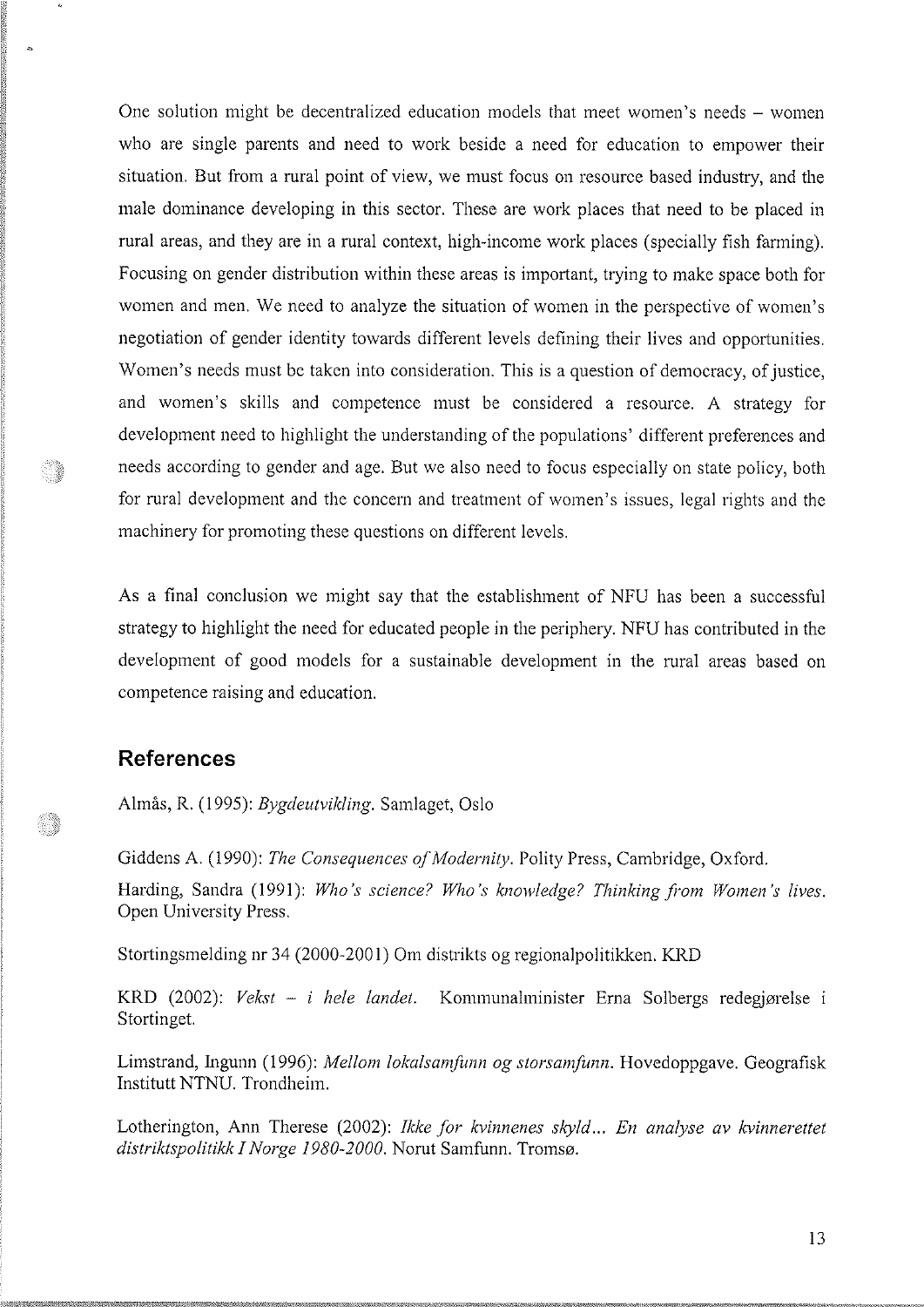One solution might be decentralized education models that meet women's needs – women who are single parents and need to work beside a need for education to empower their situation. But from a rural point of view, we must focus on resource based industry, and the male dominance developing in this sector. These are work places that need to be placed in rural areas, and they are in a rural context, high-income work places (specially fish farming). Focusing on gender distribution within these areas is important, trying to make space both for women and men. We need to analyze the situation of women in the perspective of women's negotiation of gender identity towards different levels defining their lives and opportunities. Women's needs must be taken into consideration. This is a question of democracy, of justice, and women's skills and competence must be considered a resource. A strategy for development need to highlight the understanding of the populations' different preferences and needs according to gender and age. But we also need to focus especially on state policy, both for rural development and the concern and treatment of women's issues, legal rights and the machinery for promoting these questions on different levels.

As a final conclusion we might say that the establishment of NFU has been a successful strategy to highlight the need for educated people in the periphery. NFU has contributed in the development of good models for a sustainable development in the rural areas based on competence raising and education.

## References

Almås, R. (1995): *Bygdeutvikling*. Samlaget, Oslo

Giddens A. (1990): *The Consequences of Modernity*. Polity Press, Cambridge, Oxford.

Harding, Sandra (1991): *Who's science? Who's knowledge? Thinking from Women's lives*. Open University Press.

Stortingsmelding nr 34 (2000-2001) Om distrikts og regionalpolitikken. KRD

KRD (2002): *Vekst – i hele landet.* Kommunalminister Erna Solbergs redegjørelse i Stortinget.

Limstrand, Ingunn (1996): *Mellom lokalsamfunn og storsamfunn*. Hovedoppgave. Geografisk Institutt NTNU. Trondheim.

Lotherington, Ann Therese (2002): *Ikke for kvinnenes skyld... En analyse av kvinnerettet distriktspolitikk I Norge 1980-2000*. Norut Samfunn. Tromsø.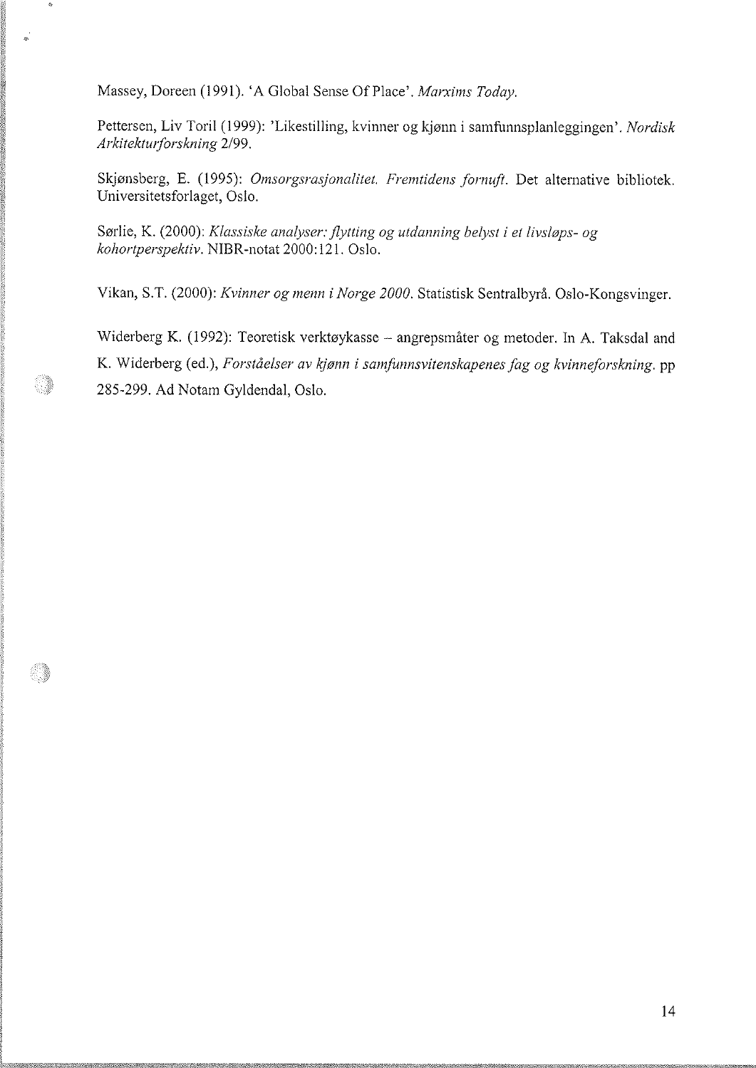Massey, Doreen (1991). 'A Global Sense Of Place'. *Marxims Today.*

Pettersen, Liv Toril (1999): 'Likestilling, kvinner og kjønn i samfunnsplanleggingen'. *Nordisk Arkitekturforskning* 2/99.

Skjønsberg, E. (1995): *Omsorgsrasjonalitet. Fremtidens fornuft.* Det alternative bibliotek. Universitetsforlaget, Oslo.

Sørlie, K. (2000): *Klassiske analyser: flytting og utdanning belyst i et livsløps- og kohortperspektiv.* NIBR-notat 2000:121. Oslo.

Vikan, S.T. (2000): *Kvinner og menn i Norge 2000.* Statistisk Sentralbyrå. Oslo-Kongsvinger.

Widerberg K. (1992): Teoretisk verktøykasse – angrepsmåter og metoder. In A. Taksdal and K. Widerberg (ed.), *Forståelser av kjønn i samfunnsvitenskapenes fag og kvinneforskning.* pp 285-299. Ad Notam Gyldendal, Oslo.